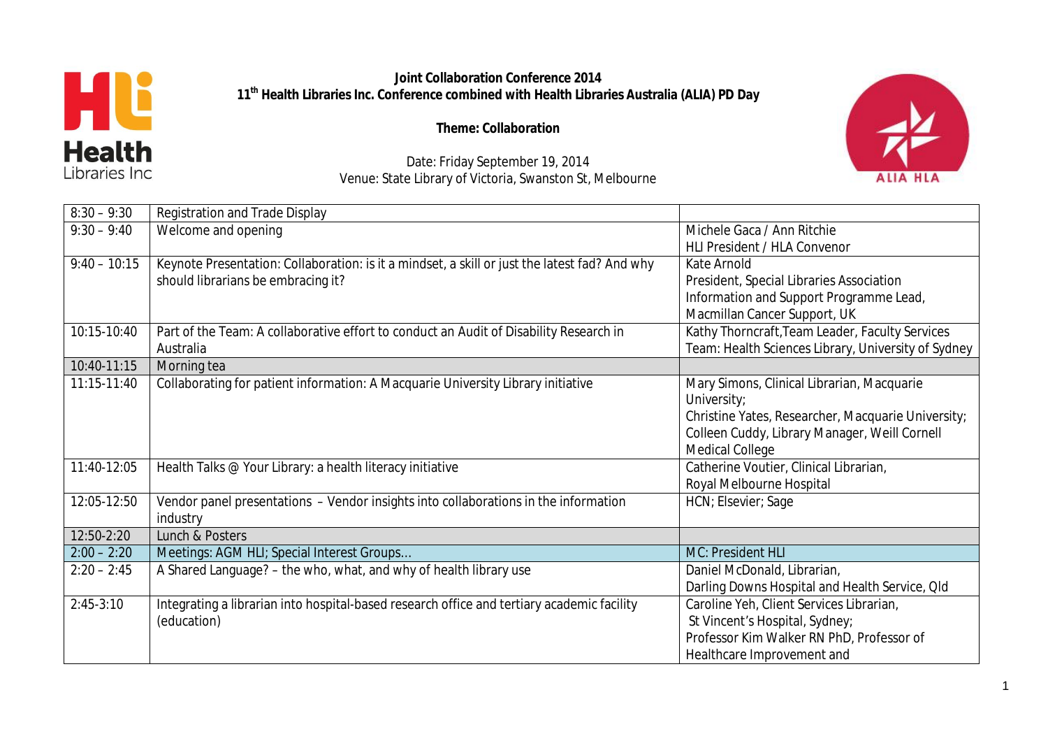**Joint Collaboration Conference 2014**

**11th Health Libraries Inc. Conference combined with Health Libraries Australia (ALIA) PD Day**

**Theme: Collaboration**

Date: Friday September 19, 2014

Venue: State Library of Victoria, Swanston St, Melbourne

| | | |
|---|---|---|
| 8:30 – 9:30 | Registration and Trade Display | |
| 9:30 – 9:40 | Welcome and opening | Michele Gaca / Ann Ritchie<br>HLI President / HLA Convenor |
| 9:40 – 10:15 | Keynote Presentation: Collaboration: is it a mindset, a skill or just the latest fad? And why should librarians be embracing it? | Kate Arnold<br>President, Special Libraries Association<br>Information and Support Programme Lead, Macmillan Cancer Support, UK |
| 10:15-10:40 | Part of the Team: A collaborative effort to conduct an Audit of Disability Research in Australia | Kathy Thorncraft,Team Leader, Faculty Services Team: Health Sciences Library, University of Sydney |
| 10:40-11:15 | Morning tea | |
| 11:15-11:40 | Collaborating for patient information: A Macquarie University Library initiative | Mary Simons, Clinical Librarian, Macquarie University;<br>Christine Yates, Researcher, Macquarie University;<br>Colleen Cuddy, Library Manager, Weill Cornell Medical College |
| 11:40-12:05 | Health Talks @ Your Library: a health literacy initiative | Catherine Voutier, Clinical Librarian,<br>Royal Melbourne Hospital |
| 12:05-12:50 | Vendor panel presentations – Vendor insights into collaborations in the information industry | HCN; Elsevier; Sage |
| 12:50-2:20 | Lunch & Posters | |
| 2:00 – 2:20 | Meetings: AGM HLI; Special Interest Groups… | MC: President HLI |
| 2:20 – 2:45 | A Shared Language? – the who, what, and why of health library use | Daniel McDonald, Librarian,<br>Darling Downs Hospital and Health Service, Qld |
| 2:45-3:10 | Integrating a librarian into hospital-based research office and tertiary academic facility (education) | Caroline Yeh, Client Services Librarian,<br>St Vincent's Hospital, Sydney;<br>Professor Kim Walker RN PhD, Professor of Healthcare Improvement and |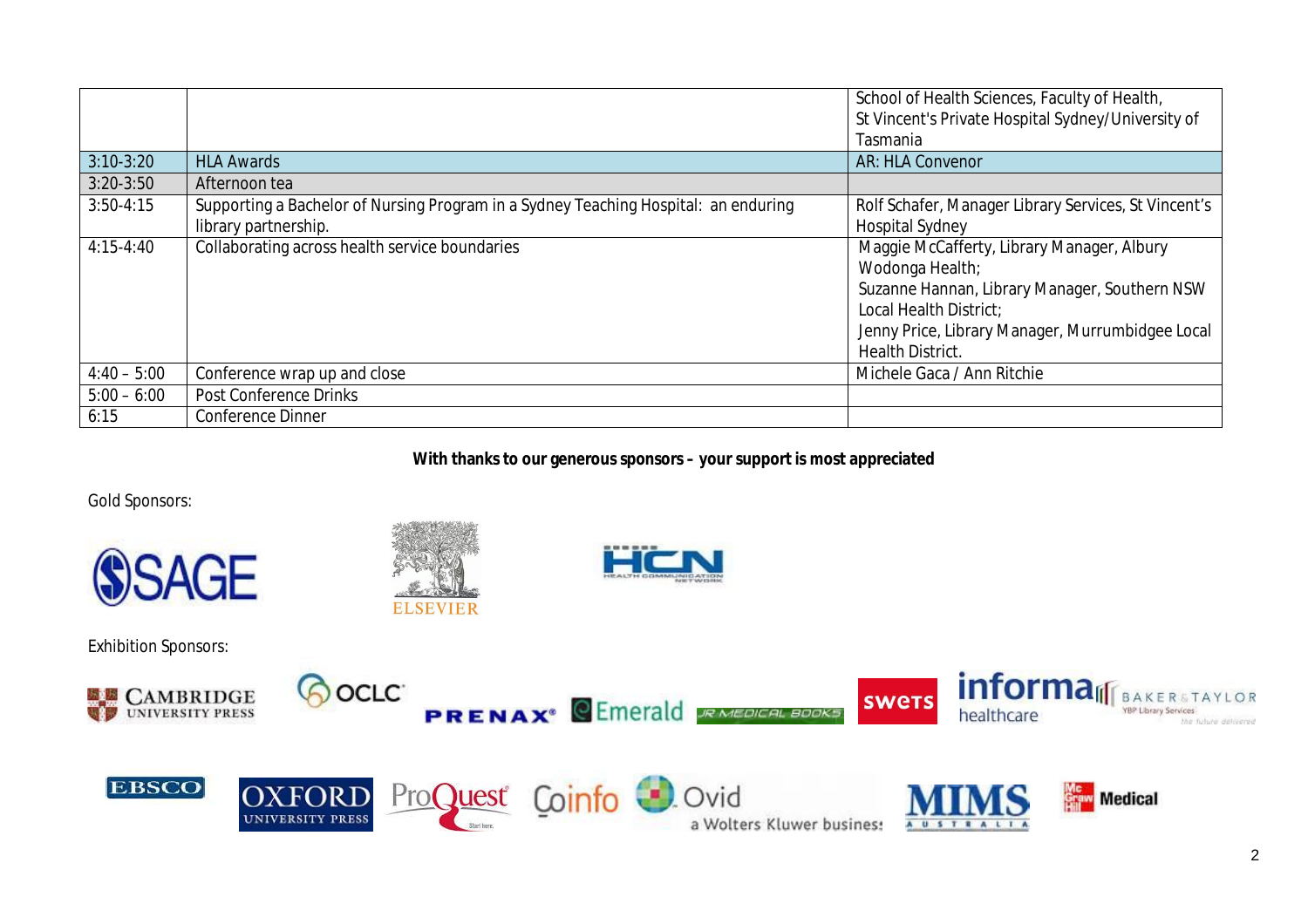| | | |
|---|---|---|
| | | School of Health Sciences, Faculty of Health, St Vincent's Private Hospital Sydney/University of Tasmania |
| 3:10-3:20 | HLA Awards | AR: HLA Convenor |
| 3:20-3:50 | Afternoon tea | |
| 3:50-4:15 | Supporting a Bachelor of Nursing Program in a Sydney Teaching Hospital: an enduring library partnership. | Rolf Schafer, Manager Library Services, St Vincent's Hospital Sydney |
| 4:15-4:40 | Collaborating across health service boundaries | Maggie McCafferty, Library Manager, Albury Wodonga Health; Suzanne Hannan, Library Manager, Southern NSW Local Health District; Jenny Price, Library Manager, Murrumbidgee Local Health District. |
| 4:40 – 5:00 | Conference wrap up and close | Michele Gaca / Ann Ritchie |
| 5:00 – 6:00 | Post Conference Drinks | |
| 6:15 | Conference Dinner | |

**With thanks to our generous sponsors – your support is most appreciated**

Gold Sponsors:

SAGE

ELSEVIER

HCN HEALTH COMMUNICATION NETWORK

Exhibition Sponsors:

CAMBRIDGE UNIVERSITY PRESS

OCLC

PRENAX

Emerald

JR MEDICAL BOOKS

swets

informa healthcare

BAKER & TAYLOR YBP Library Services the future delivered

EBSCO

OXFORD UNIVERSITY PRESS

ProQuest Start here.

Coinfo

Ovid a Wolters Kluwer business

MIMS AUSTRALIA

Mc Graw Hill Medical